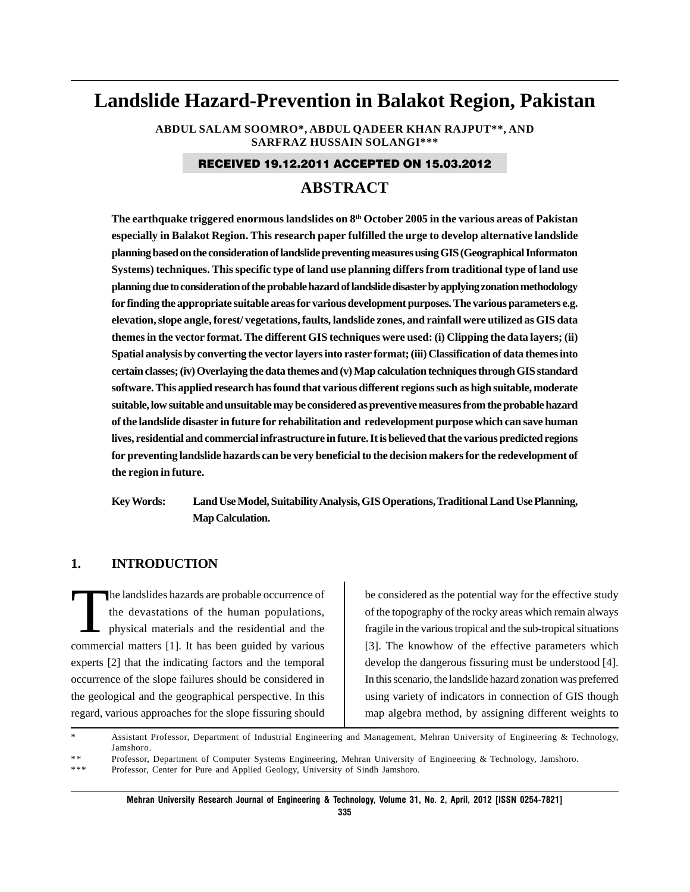# Landslide Hazard-Prevention in Balakot Region, Pakistan

**ABDUL SALAM SOOMRO\*, ABDUL QADEER KHAN RAJPUT\*\*, AND SARFRAZ HUSSAIN SOLANGI\*\*\***

**RECEIVED 19.12.2011 ACCEPTED ON 15.03.2012**

## ABSTRACT

**The earthquake triggered enormous landslides on 8th October 2005 in the various areas of Pakistan especially in Balakot Region. This research paper fulfilled the urge to develop alternative landslide planning based on the consideration of landslide preventing measures using GIS (Geographical Informaton Systems) techniques. This specific type of land use planning differs from traditional type of land use planning due to consideration of the probable hazard of landslide disaster by applying zonation methodology for finding the appropriate suitable areas for various development purposes. The various parameters e.g. elevation, slope angle, forest/ vegetations, faults, landslide zones, and rainfall were utilized as GIS data themes in the vector format. The different GIS techniques were used: (i) Clipping the data layers; (ii) Spatial analysis by converting the vector layers into raster format; (iii) Classification of data themes into certain classes; (iv) Overlaying the data themes and (v) Map calculation techniques through GIS standard software. This applied research has found that various different regions such as high suitable, moderate suitable, low suitable and unsuitable may be considered as preventive measures from the probable hazard of the landslide disaster in future for rehabilitation and redevelopment purpose which can save human lives, residential and commercial infrastructure in future. It is believed that the various predicted regions for preventing landslide hazards can be very beneficial to the decision makers for the redevelopment of the region in future.**

**Key Words:** **Land Use Model, Suitability Analysis, GIS Operations, Traditional Land Use Planning, Map Calculation.**

## 1. INTRODUCTION

The landslides hazards are probable occurrence of the devastations of the human populations, physical materials and the residential and the commercial matters [1]. It has been guided by various experts [2] that the indicating factors and the temporal occurrence of the slope failures should be considered in the geological and the geographical perspective. In this regard, various approaches for the slope fissuring should be considered as the potential way for the effective study of the topography of the rocky areas which remain always fragile in the various tropical and the sub-tropical situations [3]. The knowhow of the effective parameters which develop the dangerous fissuring must be understood [4]. In this scenario, the landslide hazard zonation was preferred using variety of indicators in connection of GIS though map algebra method, by assigning different weights to

\* Assistant Professor, Department of Industrial Engineering and Management, Mehran University of Engineering & Technology, Jamshoro.

\*\* Professor, Department of Computer Systems Engineering, Mehran University of Engineering & Technology, Jamshoro.

\*\*\* Professor, Center for Pure and Applied Geology, University of Sindh Jamshoro.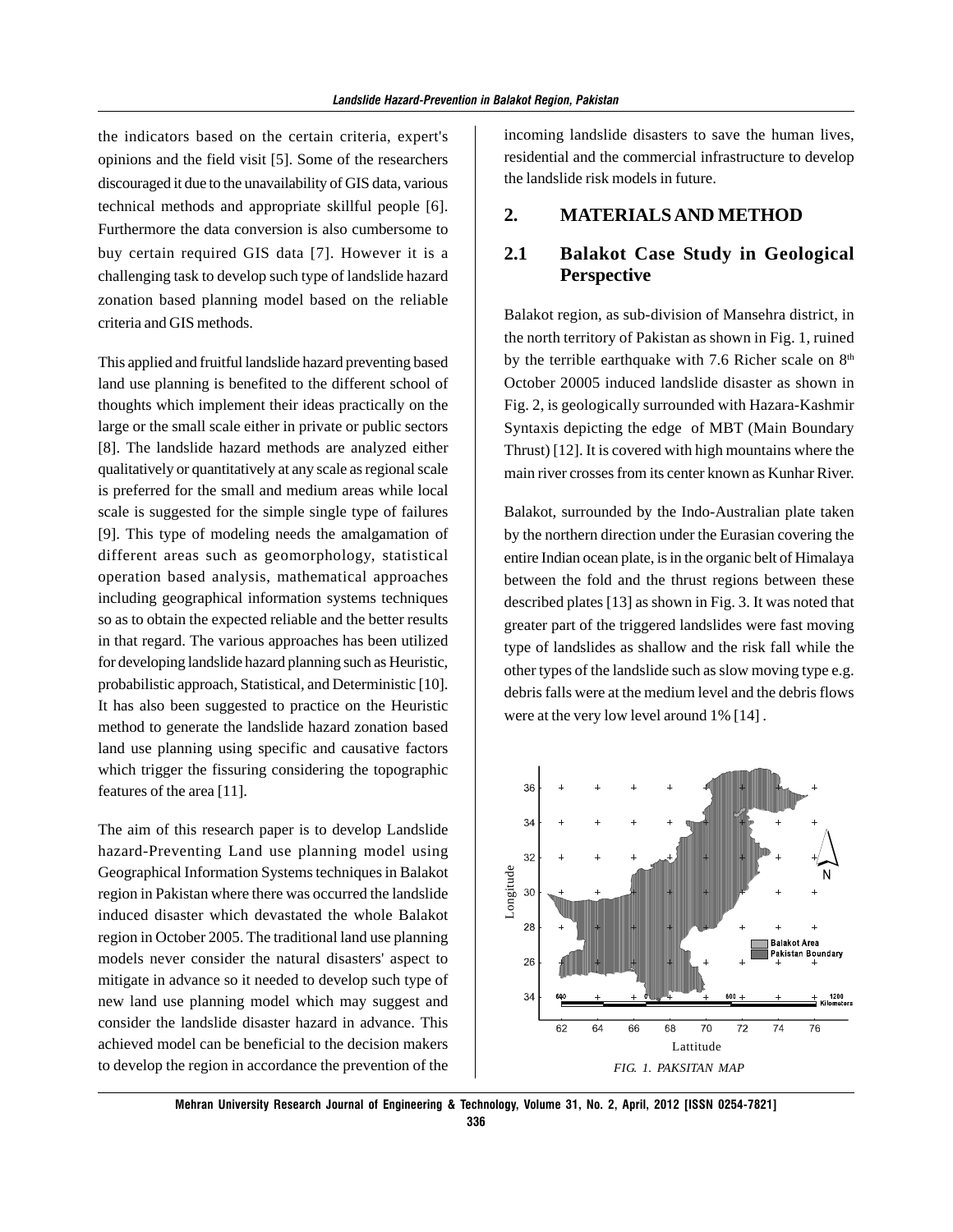the indicators based on the certain criteria, expert's opinions and the field visit [5]. Some of the researchers discouraged it due to the unavailability of GIS data, various technical methods and appropriate skillful people [6]. Furthermore the data conversion is also cumbersome to buy certain required GIS data [7]. However it is a challenging task to develop such type of landslide hazard zonation based planning model based on the reliable criteria and GIS methods.

This applied and fruitful landslide hazard preventing based land use planning is benefited to the different school of thoughts which implement their ideas practically on the large or the small scale either in private or public sectors [8]. The landslide hazard methods are analyzed either qualitatively or quantitatively at any scale as regional scale is preferred for the small and medium areas while local scale is suggested for the simple single type of failures [9]. This type of modeling needs the amalgamation of different areas such as geomorphology, statistical operation based analysis, mathematical approaches including geographical information systems techniques so as to obtain the expected reliable and the better results in that regard. The various approaches has been utilized for developing landslide hazard planning such as Heuristic, probabilistic approach, Statistical, and Deterministic [10]. It has also been suggested to practice on the Heuristic method to generate the landslide hazard zonation based land use planning using specific and causative factors which trigger the fissuring considering the topographic features of the area [11].

The aim of this research paper is to develop Landslide hazard-Preventing Land use planning model using Geographical Information Systems techniques in Balakot region in Pakistan where there was occurred the landslide induced disaster which devastated the whole Balakot region in October 2005. The traditional land use planning models never consider the natural disasters' aspect to mitigate in advance so it needed to develop such type of new land use planning model which may suggest and consider the landslide disaster hazard in advance. This achieved model can be beneficial to the decision makers to develop the region in accordance the prevention of the incoming landslide disasters to save the human lives, residential and the commercial infrastructure to develop the landslide risk models in future.

## 2. MATERIALS AND METHOD

### 2.1 Balakot Case Study in Geological Perspective

Balakot region, as sub-division of Mansehra district, in the north territory of Pakistan as shown in Fig. 1, ruined by the terrible earthquake with 7.6 Richer scale on 8th October 20005 induced landslide disaster as shown in Fig. 2, is geologically surrounded with Hazara-Kashmir Syntaxis depicting the edge of MBT (Main Boundary Thrust) [12]. It is covered with high mountains where the main river crosses from its center known as Kunhar River.

Balakot, surrounded by the Indo-Australian plate taken by the northern direction under the Eurasian covering the entire Indian ocean plate, is in the organic belt of Himalaya between the fold and the thrust regions between these described plates [13] as shown in Fig. 3. It was noted that greater part of the triggered landslides were fast moving type of landslides as shallow and the risk fall while the other types of the landslide such as slow moving type e.g. debris falls were at the medium level and the debris flows were at the very low level around 1% [14] .

*FIG. 1. PAKSITAN MAP*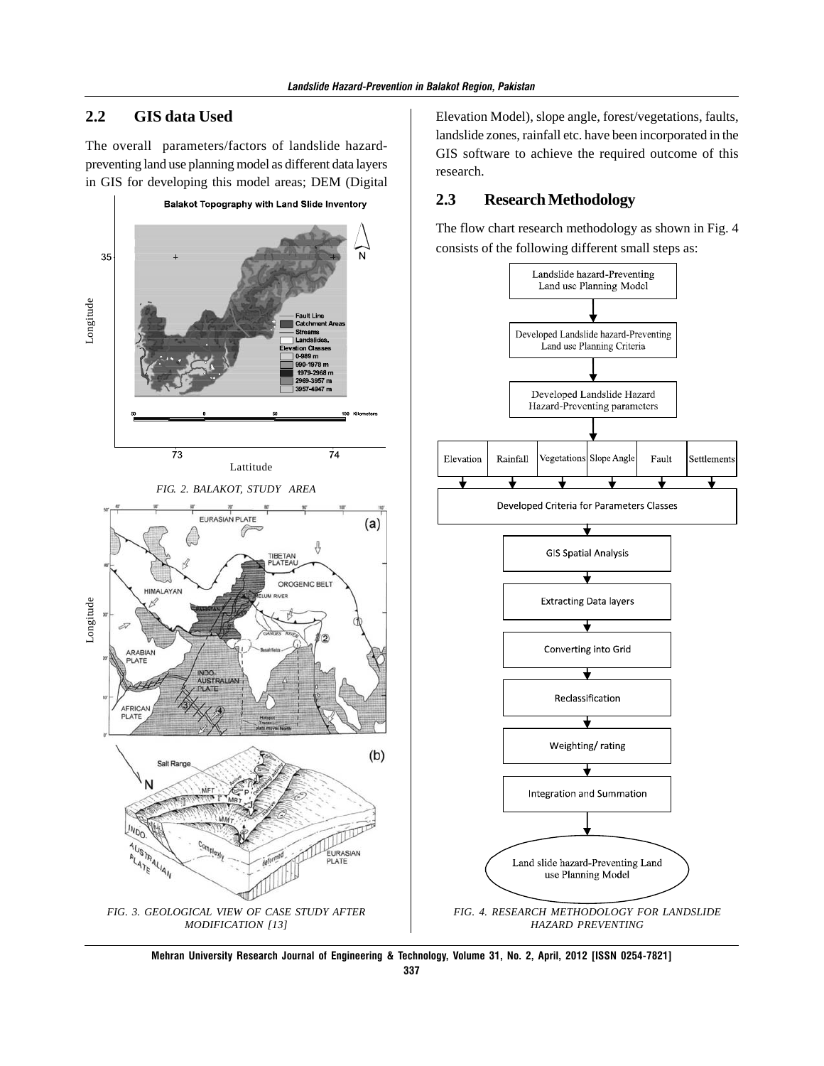## 2.2 GIS data Used

The overall parameters/factors of landslide hazard-preventing land use planning model as different data layers in GIS for developing this model areas; DEM (Digital Elevation Model), slope angle, forest/vegetations, faults, landslide zones, rainfall etc. have been incorporated in the GIS software to achieve the required outcome of this research.

FIG. 2. BALAKOT, STUDY AREA

FIG. 3. GEOLOGICAL VIEW OF CASE STUDY AFTER MODIFICATION [13]

## 2.3 Research Methodology

The flow chart research methodology as shown in Fig. 4 consists of the following different small steps as:

FIG. 4. RESEARCH METHODOLOGY FOR LANDSLIDE HAZARD PREVENTING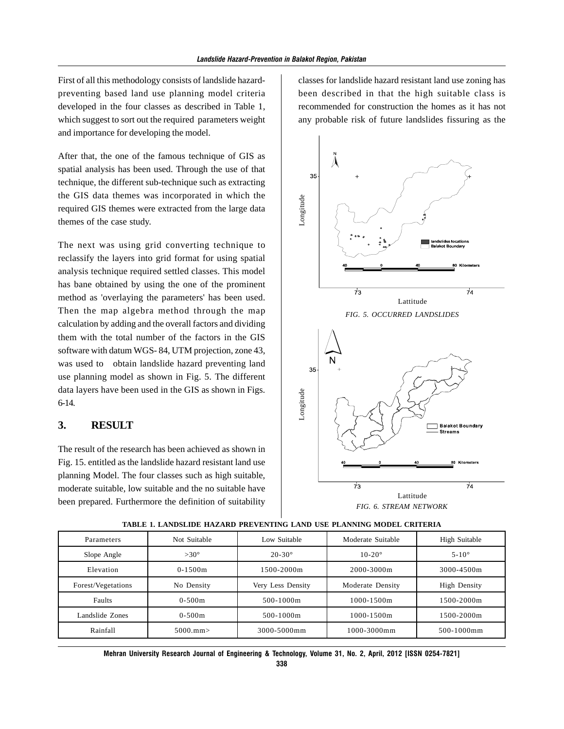First of all this methodology consists of landslide hazard-preventing based land use planning model criteria developed in the four classes as described in Table 1, which suggest to sort out the required parameters weight and importance for developing the model.

After that, the one of the famous technique of GIS as spatial analysis has been used. Through the use of that technique, the different sub-technique such as extracting the GIS data themes was incorporated in which the required GIS themes were extracted from the large data themes of the case study.

The next was using grid converting technique to reclassify the layers into grid format for using spatial analysis technique required settled classes. This model has bane obtained by using the one of the prominent method as 'overlaying the parameters' has been used. Then the map algebra method through the map calculation by adding and the overall factors and dividing them with the total number of the factors in the GIS software with datum WGS- 84, UTM projection, zone 43, was used to obtain landslide hazard preventing land use planning model as shown in Fig. 5. The different data layers have been used in the GIS as shown in Figs. 6-14.

## 3. RESULT

The result of the research has been achieved as shown in Fig. 15. entitled as the landslide hazard resistant land use planning Model. The four classes such as high suitable, moderate suitable, low suitable and the no suitable have been prepared. Furthermore the definition of suitability classes for landslide hazard resistant land use zoning has been described in that the high suitable class is recommended for construction the homes as it has not any probable risk of future landslides fissuring as the

*FIG. 5. OCCURRED LANDSLIDES*

*FIG. 6. STREAM NETWORK*

**TABLE 1. LANDSLIDE HAZARD PREVENTING LAND USE PLANNING MODEL CRITERIA**

| Parameters | Not Suitable | Low Suitable | Moderate Suitable | High Suitable |
|---|---|---|---|---|
| Slope Angle | >30° | 20-30° | 10-20° | 5-10° |
| Elevation | 0-1500m | 1500-2000m | 2000-3000m | 3000-4500m |
| Forest/Vegetations | No Density | Very Less Density | Moderate Density | High Density |
| Faults | 0-500m | 500-1000m | 1000-1500m | 1500-2000m |
| Landslide Zones | 0-500m | 500-1000m | 1000-1500m | 1500-2000m |
| Rainfall | 5000.mm> | 3000-5000mm | 1000-3000mm | 500-1000mm |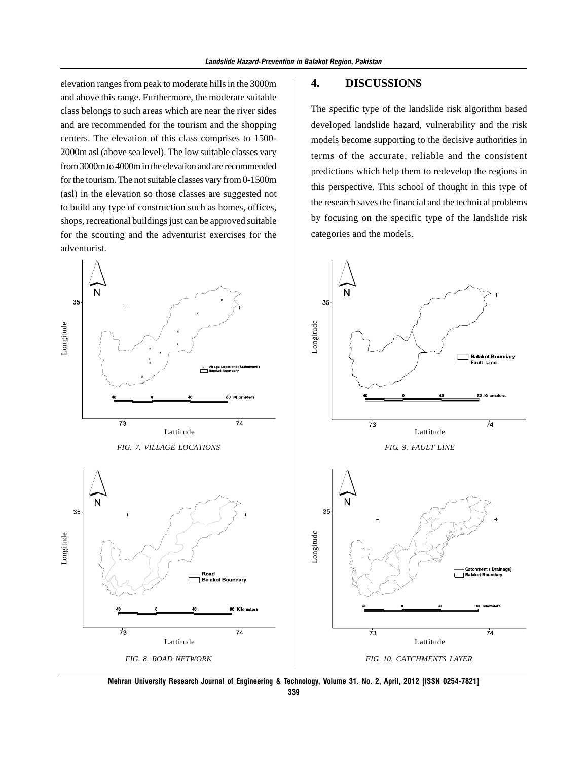elevation ranges from peak to moderate hills in the 3000m and above this range. Furthermore, the moderate suitable class belongs to such areas which are near the river sides and are recommended for the tourism and the shopping centers. The elevation of this class comprises to 1500-2000m asl (above sea level). The low suitable classes vary from 3000m to 4000m in the elevation and are recommended for the tourism. The not suitable classes vary from 0-1500m (asl) in the elevation so those classes are suggested not to build any type of construction such as homes, offices, shops, recreational buildings just can be approved suitable for the scouting and the adventurist exercises for the adventurist.

*FIG. 7. VILLAGE LOCATIONS*

*FIG. 8. ROAD NETWORK*

## 4. DISCUSSIONS

The specific type of the landslide risk algorithm based developed landslide hazard, vulnerability and the risk models become supporting to the decisive authorities in terms of the accurate, reliable and the consistent predictions which help them to redevelop the regions in this perspective. This school of thought in this type of the research saves the financial and the technical problems by focusing on the specific type of the landslide risk categories and the models.

*FIG. 9. FAULT LINE*

*FIG. 10. CATCHMENTS LAYER*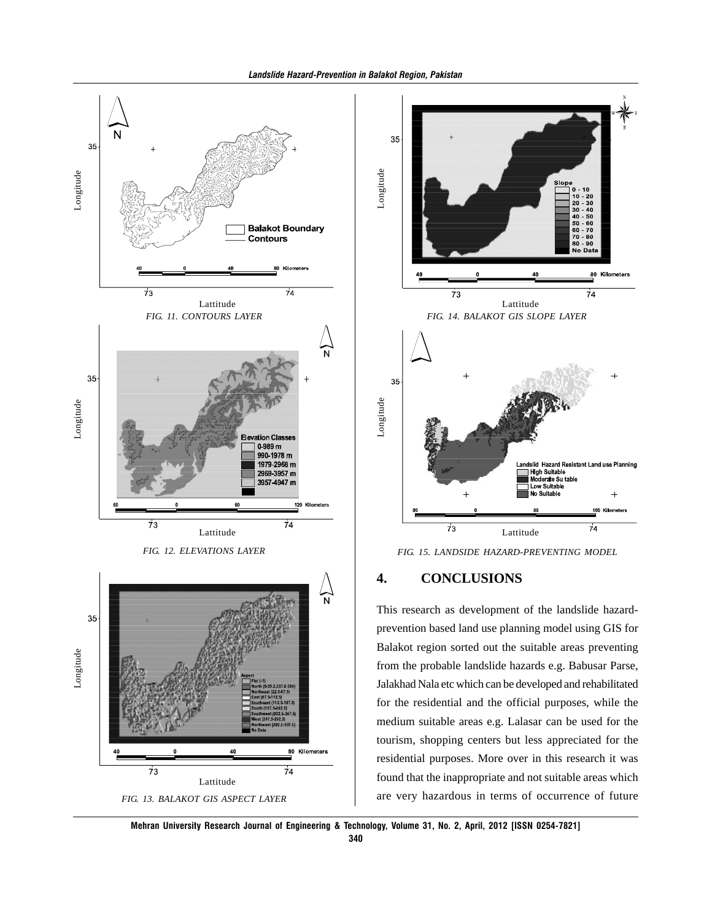FIG. 11. CONTOURS LAYER

FIG. 12. ELEVATIONS LAYER

FIG. 13. BALAKOT GIS ASPECT LAYER

FIG. 14. BALAKOT GIS SLOPE LAYER

FIG. 15. LANDSIDE HAZARD-PREVENTING MODEL

## 4. CONCLUSIONS

This research as development of the landslide hazard-prevention based land use planning model using GIS for Balakot region sorted out the suitable areas preventing from the probable landslide hazards e.g. Babusar Parse, Jalakhad Nala etc which can be developed and rehabilitated for the residential and the official purposes, while the medium suitable areas e.g. Lalasar can be used for the tourism, shopping centers but less appreciated for the residential purposes. More over in this research it was found that the inappropriate and not suitable areas which are very hazardous in terms of occurrence of future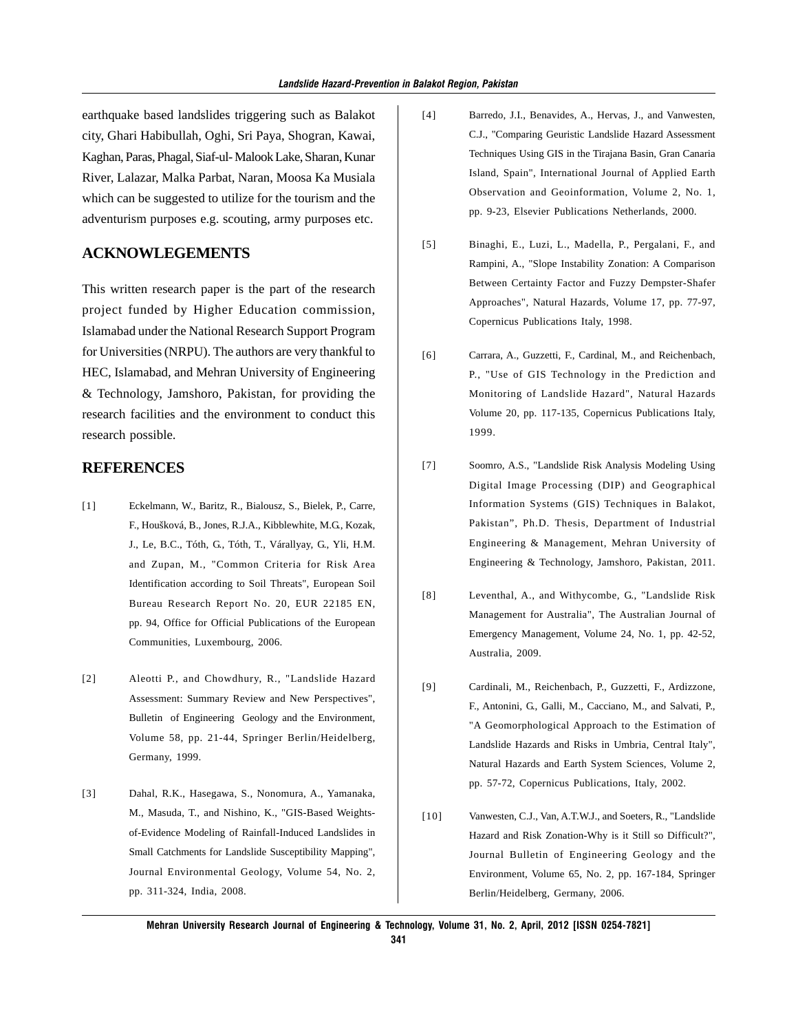earthquake based landslides triggering such as Balakot city, Ghari Habibullah, Oghi, Sri Paya, Shogran, Kawai, Kaghan, Paras, Phagal, Siaf-ul- Malook Lake, Sharan, Kunar River, Lalazar, Malka Parbat, Naran, Moosa Ka Musiala which can be suggested to utilize for the tourism and the adventurism purposes e.g. scouting, army purposes etc.

## ACKNOWLEGEMENTS

This written research paper is the part of the research project funded by Higher Education commission, Islamabad under the National Research Support Program for Universities (NRPU). The authors are very thankful to HEC, Islamabad, and Mehran University of Engineering & Technology, Jamshoro, Pakistan, for providing the research facilities and the environment to conduct this research possible.

## REFERENCES

[1] Eckelmann, W., Baritz, R., Bialousz, S., Bielek, P., Carre, F., Houšková, B., Jones, R.J.A., Kibblewhite, M.G., Kozak, J., Le, B.C., Tóth, G., Tóth, T., Várallyay, G., Yli, H.M. and Zupan, M., "Common Criteria for Risk Area Identification according to Soil Threats", European Soil Bureau Research Report No. 20, EUR 22185 EN, pp. 94, Office for Official Publications of the European Communities, Luxembourg, 2006.

[2] Aleotti P., and Chowdhury, R., "Landslide Hazard Assessment: Summary Review and New Perspectives", Bulletin of Engineering Geology and the Environment, Volume 58, pp. 21-44, Springer Berlin/Heidelberg, Germany, 1999.

[3] Dahal, R.K., Hasegawa, S., Nonomura, A., Yamanaka, M., Masuda, T., and Nishino, K., "GIS-Based Weights-of-Evidence Modeling of Rainfall-Induced Landslides in Small Catchments for Landslide Susceptibility Mapping", Journal Environmental Geology, Volume 54, No. 2, pp. 311-324, India, 2008.

[4] Barredo, J.I., Benavides, A., Hervas, J., and Vanwesten, C.J., "Comparing Geuristic Landslide Hazard Assessment Techniques Using GIS in the Tirajana Basin, Gran Canaria Island, Spain", International Journal of Applied Earth Observation and Geoinformation, Volume 2, No. 1, pp. 9-23, Elsevier Publications Netherlands, 2000.

[5] Binaghi, E., Luzi, L., Madella, P., Pergalani, F., and Rampini, A., "Slope Instability Zonation: A Comparison Between Certainty Factor and Fuzzy Dempster-Shafer Approaches", Natural Hazards, Volume 17, pp. 77-97, Copernicus Publications Italy, 1998.

[6] Carrara, A., Guzzetti, F., Cardinal, M., and Reichenbach, P., "Use of GIS Technology in the Prediction and Monitoring of Landslide Hazard", Natural Hazards Volume 20, pp. 117-135, Copernicus Publications Italy, 1999.

[7] Soomro, A.S., "Landslide Risk Analysis Modeling Using Digital Image Processing (DIP) and Geographical Information Systems (GIS) Techniques in Balakot, Pakistan", Ph.D. Thesis, Department of Industrial Engineering & Management, Mehran University of Engineering & Technology, Jamshoro, Pakistan, 2011.

[8] Leventhal, A., and Withycombe, G., "Landslide Risk Management for Australia", The Australian Journal of Emergency Management, Volume 24, No. 1, pp. 42-52, Australia, 2009.

[9] Cardinali, M., Reichenbach, P., Guzzetti, F., Ardizzone, F., Antonini, G., Galli, M., Cacciano, M., and Salvati, P., "A Geomorphological Approach to the Estimation of Landslide Hazards and Risks in Umbria, Central Italy", Natural Hazards and Earth System Sciences, Volume 2, pp. 57-72, Copernicus Publications, Italy, 2002.

[10] Vanwesten, C.J., Van, A.T.W.J., and Soeters, R., "Landslide Hazard and Risk Zonation-Why is it Still so Difficult?", Journal Bulletin of Engineering Geology and the Environment, Volume 65, No. 2, pp. 167-184, Springer Berlin/Heidelberg, Germany, 2006.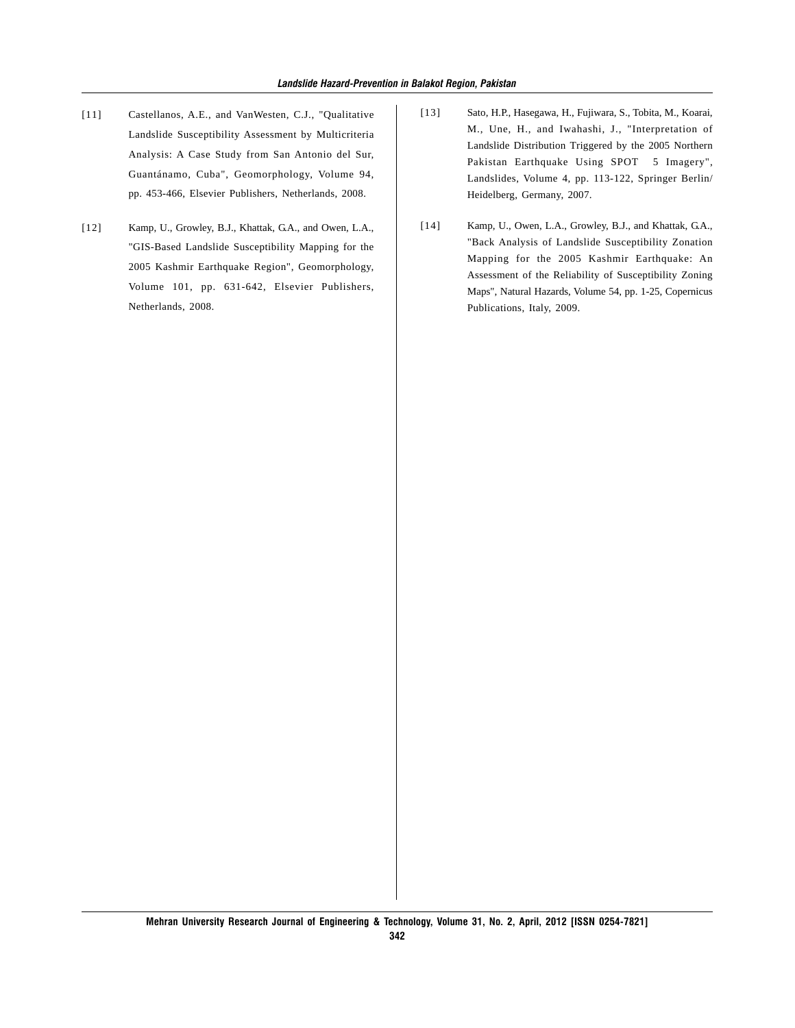[11] Castellanos, A.E., and VanWesten, C.J., "Qualitative Landslide Susceptibility Assessment by Multicriteria Analysis: A Case Study from San Antonio del Sur, Guantánamo, Cuba", Geomorphology, Volume 94, pp. 453-466, Elsevier Publishers, Netherlands, 2008.

[12] Kamp, U., Growley, B.J., Khattak, G.A., and Owen, L.A., "GIS-Based Landslide Susceptibility Mapping for the 2005 Kashmir Earthquake Region", Geomorphology, Volume 101, pp. 631-642, Elsevier Publishers, Netherlands, 2008.

[13] Sato, H.P., Hasegawa, H., Fujiwara, S., Tobita, M., Koarai, M., Une, H., and Iwahashi, J., "Interpretation of Landslide Distribution Triggered by the 2005 Northern Pakistan Earthquake Using SPOT 5 Imagery", Landslides, Volume 4, pp. 113-122, Springer Berlin/ Heidelberg, Germany, 2007.

[14] Kamp, U., Owen, L.A., Growley, B.J., and Khattak, G.A., "Back Analysis of Landslide Susceptibility Zonation Mapping for the 2005 Kashmir Earthquake: An Assessment of the Reliability of Susceptibility Zoning Maps", Natural Hazards, Volume 54, pp. 1-25, Copernicus Publications, Italy, 2009.